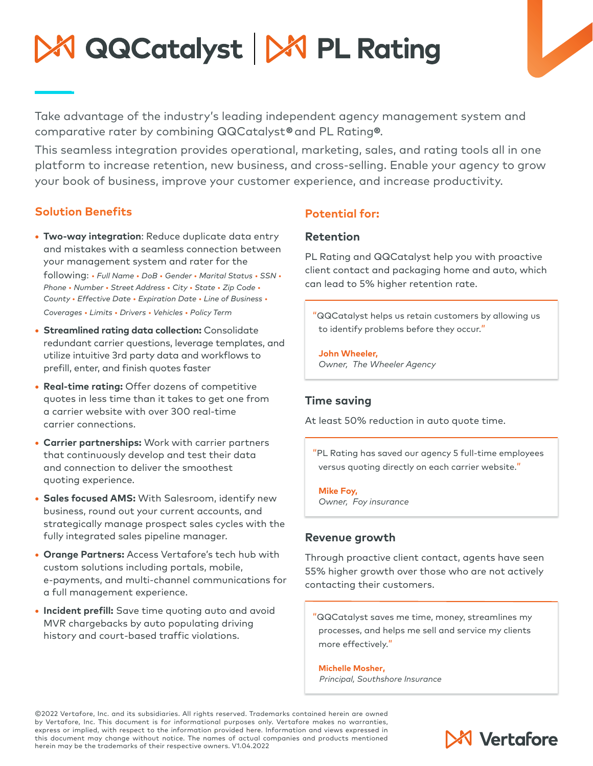# QQCatalyst | PL Rating

Take advantage of the industry's leading independent agency management system and comparative rater by combining QQCatalyst® and PL Rating®.

This seamless integration provides operational, marketing, sales, and rating tools all in one platform to increase retention, new business, and cross-selling. Enable your agency to grow your book of business, improve your customer experience, and increase productivity.

## Solution Benefits

- **Two-way integration**: Reduce duplicate data entry and mistakes with a seamless connection between your management system and rater for the following: *• Full Name • DoB • Gender • Marital Status • SSN • Phone • Number • Street Address • City • State • Zip Code • County • Effective Date • Expiration Date • Line of Business • Coverages • Limits • Drivers • Vehicles • Policy Term*
- **Streamlined rating data collection:** Consolidate redundant carrier questions, leverage templates, and utilize intuitive 3rd party data and workflows to prefill, enter, and finish quotes faster
- **Real-time rating:** Offer dozens of competitive quotes in less time than it takes to get one from a carrier website with over 300 real-time carrier connections.
- **Carrier partnerships:** Work with carrier partners that continuously develop and test their data and connection to deliver the smoothest quoting experience.
- **Sales focused AMS:** With Salesroom, identify new business, round out your current accounts, and strategically manage prospect sales cycles with the fully integrated sales pipeline manager.
- **Orange Partners:** Access Vertafore's tech hub with custom solutions including portals, mobile, e-payments, and multi-channel communications for a full management experience.
- **Incident prefill:** Save time quoting auto and avoid MVR chargebacks by auto populating driving history and court-based traffic violations.

## Potential for:

### Retention

PL Rating and QQCatalyst help you with proactive client contact and packaging home and auto, which can lead to 5% higher retention rate.

> "QQCatalyst helps us retain customers by allowing us to identify problems before they occur."
>
> **John Wheeler,**
> *Owner, The Wheeler Agency*

### Time saving

At least 50% reduction in auto quote time.

> "PL Rating has saved our agency 5 full-time employees versus quoting directly on each carrier website."
>
> **Mike Foy,**
> *Owner, Foy insurance*

### Revenue growth

Through proactive client contact, agents have seen 55% higher growth over those who are not actively contacting their customers.

> "QQCatalyst saves me time, money, streamlines my processes, and helps me sell and service my clients more effectively."
>
> **Michelle Mosher,**
> *Principal, Southshore Insurance*

©2022 Vertafore, Inc. and its subsidiaries. All rights reserved. Trademarks contained herein are owned by Vertafore, Inc. This document is for informational purposes only. Vertafore makes no warranties, express or implied, with respect to the information provided here. Information and views expressed in this document may change without notice. The names of actual companies and products mentioned herein may be the trademarks of their respective owners. V1.04.2022

Vertafore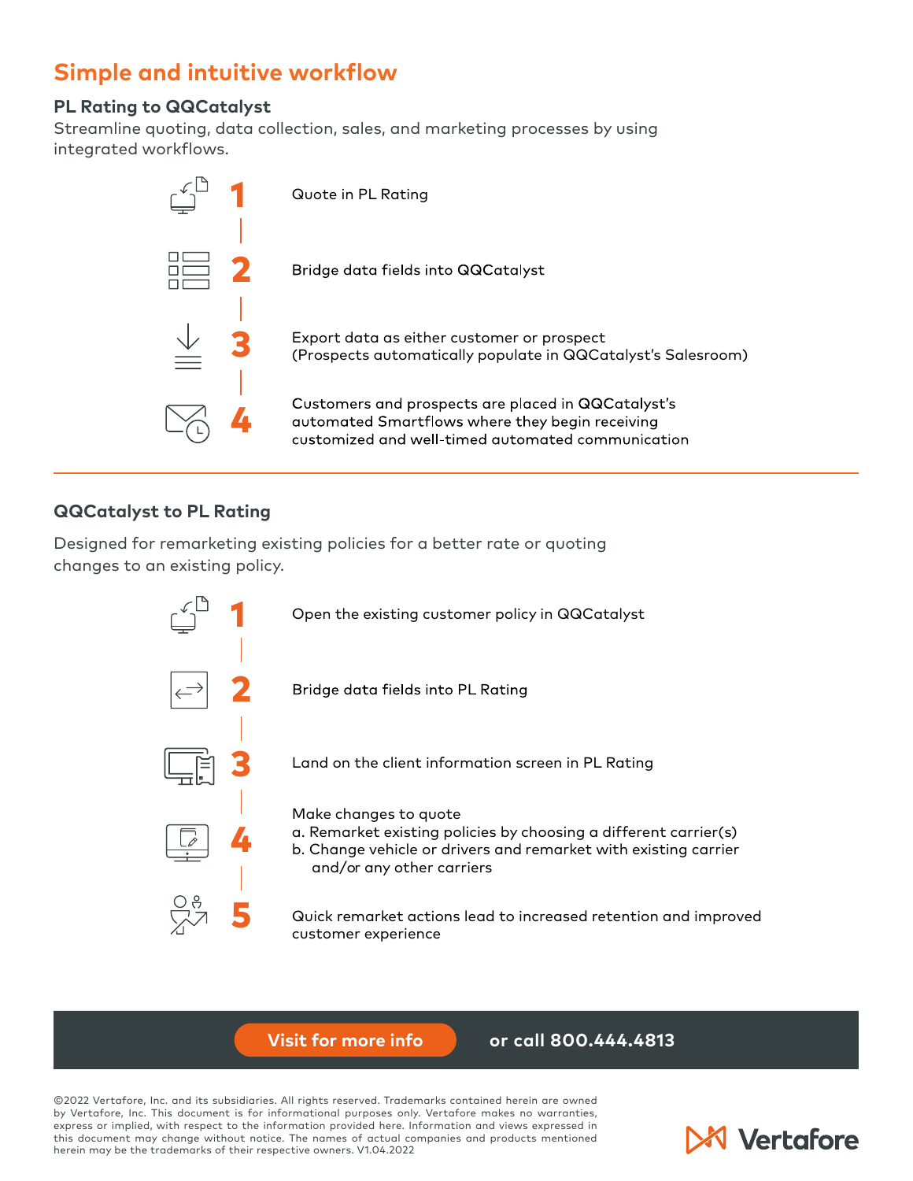# Simple and intuitive workflow

## PL Rating to QQCatalyst

Streamline quoting, data collection, sales, and marketing processes by using integrated workflows.

1. Quote in PL Rating
2. Bridge data fields into QQCatalyst
3. Export data as either customer or prospect (Prospects automatically populate in QQCatalyst's Salesroom)
4. Customers and prospects are placed in QQCatalyst's automated Smartflows where they begin receiving customized and well-timed automated communication

## QQCatalyst to PL Rating

Designed for remarketing existing policies for a better rate or quoting changes to an existing policy.

1. Open the existing customer policy in QQCatalyst
2. Bridge data fields into PL Rating
3. Land on the client information screen in PL Rating
4. Make changes to quote
   a. Remarket existing policies by choosing a different carrier(s)
   b. Change vehicle or drivers and remarket with existing carrier and/or any other carriers
5. Quick remarket actions lead to increased retention and improved customer experience

**Visit for more info** or call **800.444.4813**

©2022 Vertafore, Inc. and its subsidiaries. All rights reserved. Trademarks contained herein are owned by Vertafore, Inc. This document is for informational purposes only. Vertafore makes no warranties, express or implied, with respect to the information provided here. Information and views expressed in this document may change without notice. The names of actual companies and products mentioned herein may be the trademarks of their respective owners. V1.04.2022

Vertafore